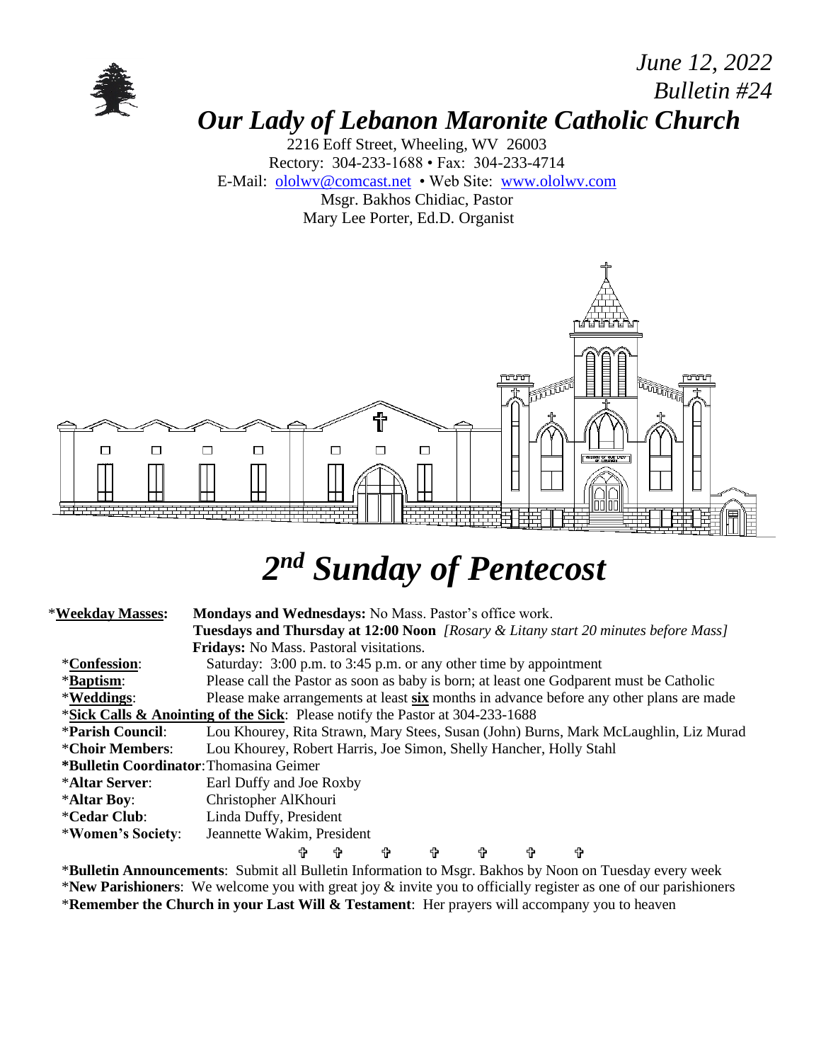*June 12, 2022*
*Bulletin #24*

# *Our Lady of Lebanon Maronite Catholic Church*

2216 Eoff Street, Wheeling, WV 26003
Rectory: 304-233-1688 • Fax: 304-233-4714
E-Mail: ololwv@comcast.net • Web Site: www.ololwv.com
Msgr. Bakhos Chidiac, Pastor
Mary Lee Porter, Ed.D. Organist

# *2nd Sunday of Pentecost*

| | |
|---|---|
| ***Weekday Masses:** | **Mondays and Wednesdays:** No Mass. Pastor's office work. |
| | **Tuesdays and Thursday at 12:00 Noon** *[Rosary & Litany start 20 minutes before Mass]* |
| | **Fridays:** No Mass. Pastoral visitations. |
| ***Confession**: | Saturday: 3:00 p.m. to 3:45 p.m. or any other time by appointment |
| ***Baptism**: | Please call the Pastor as soon as baby is born; at least one Godparent must be Catholic |
| ***Weddings**: | Please make arrangements at least **six** months in advance before any other plans are made |
| ***Sick Calls & Anointing of the Sick**: | Please notify the Pastor at 304-233-1688 |
| ***Parish Council**: | Lou Khourey, Rita Strawn, Mary Stees, Susan (John) Burns, Mark McLaughlin, Liz Murad |
| ***Choir Members**: | Lou Khourey, Robert Harris, Joe Simon, Shelly Hancher, Holly Stahl |
| ***Bulletin Coordinator**: | Thomasina Geimer |
| ***Altar Server**: | Earl Duffy and Joe Roxby |
| ***Altar Boy**: | Christopher AlKhouri |
| ***Cedar Club**: | Linda Duffy, President |
| ***Women's Society**: | Jeannette Wakim, President |

✞ ✞ ✞ ✞ ✞ ✞ ✞

***Bulletin Announcements**: Submit all Bulletin Information to Msgr. Bakhos by Noon on Tuesday every week
***New Parishioners**: We welcome you with great joy & invite you to officially register as one of our parishioners
***Remember the Church in your Last Will & Testament**: Her prayers will accompany you to heaven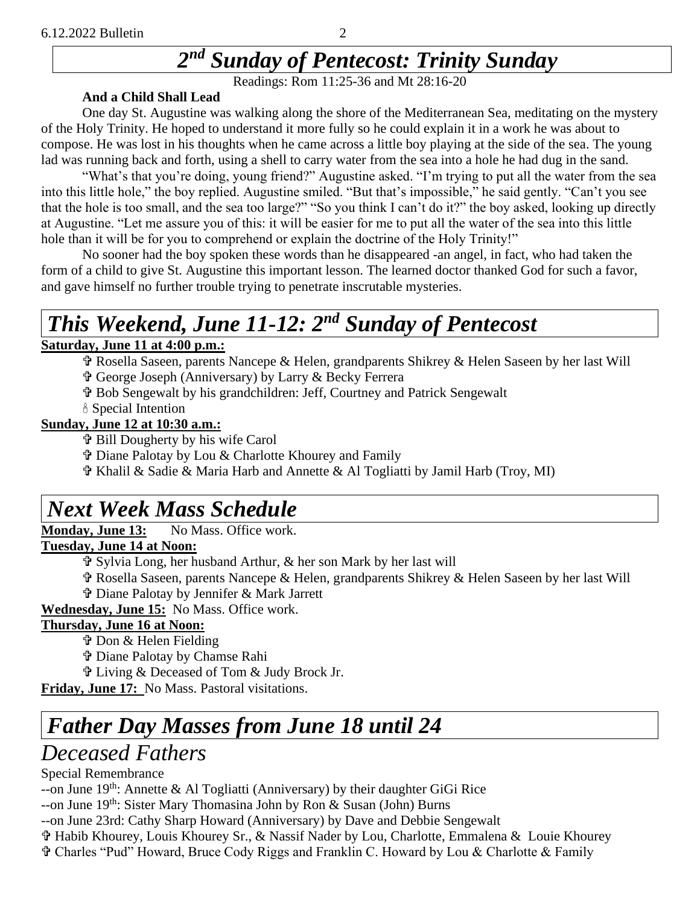# 2nd Sunday of Pentecost: Trinity Sunday

Readings: Rom 11:25-36 and Mt 28:16-20

**And a Child Shall Lead**

One day St. Augustine was walking along the shore of the Mediterranean Sea, meditating on the mystery of the Holy Trinity. He hoped to understand it more fully so he could explain it in a work he was about to compose. He was lost in his thoughts when he came across a little boy playing at the side of the sea. The young lad was running back and forth, using a shell to carry water from the sea into a hole he had dug in the sand.

"What's that you're doing, young friend?" Augustine asked. "I'm trying to put all the water from the sea into this little hole," the boy replied. Augustine smiled. "But that's impossible," he said gently. "Can't you see that the hole is too small, and the sea too large?" "So you think I can't do it?" the boy asked, looking up directly at Augustine. "Let me assure you of this: it will be easier for me to put all the water of the sea into this little hole than it will be for you to comprehend or explain the doctrine of the Holy Trinity!"

No sooner had the boy spoken these words than he disappeared -an angel, in fact, who had taken the form of a child to give St. Augustine this important lesson. The learned doctor thanked God for such a favor, and gave himself no further trouble trying to penetrate inscrutable mysteries.

# This Weekend, June 11-12: 2nd Sunday of Pentecost

**Saturday, June 11 at 4:00 p.m.:**

✟ Rosella Saseen, parents Nancepe & Helen, grandparents Shikrey & Helen Saseen by her last Will
✟ George Joseph (Anniversary) by Larry & Becky Ferrera
✟ Bob Sengewalt by his grandchildren: Jeff, Courtney and Patrick Sengewalt
🕯 Special Intention

**Sunday, June 12 at 10:30 a.m.:**

✟ Bill Dougherty by his wife Carol
✟ Diane Palotay by Lou & Charlotte Khourey and Family
✟ Khalil & Sadie & Maria Harb and Annette & Al Togliatti by Jamil Harb (Troy, MI)

# Next Week Mass Schedule

**Monday, June 13:** No Mass. Office work.

**Tuesday, June 14 at Noon:**

✟ Sylvia Long, her husband Arthur, & her son Mark by her last will
✟ Rosella Saseen, parents Nancepe & Helen, grandparents Shikrey & Helen Saseen by her last Will
✟ Diane Palotay by Jennifer & Mark Jarrett

**Wednesday, June 15:** No Mass. Office work.

**Thursday, June 16 at Noon:**

✟ Don & Helen Fielding
✟ Diane Palotay by Chamse Rahi
✟ Living & Deceased of Tom & Judy Brock Jr.

**Friday, June 17:** No Mass. Pastoral visitations.

# Father Day Masses from June 18 until 24

## Deceased Fathers

Special Remembrance

--on June 19th: Annette & Al Togliatti (Anniversary) by their daughter GiGi Rice
--on June 19th: Sister Mary Thomasina John by Ron & Susan (John) Burns
--on June 23rd: Cathy Sharp Howard (Anniversary) by Dave and Debbie Sengewalt
✟ Habib Khourey, Louis Khourey Sr., & Nassif Nader by Lou, Charlotte, Emmalena & Louie Khourey
✟ Charles "Pud" Howard, Bruce Cody Riggs and Franklin C. Howard by Lou & Charlotte & Family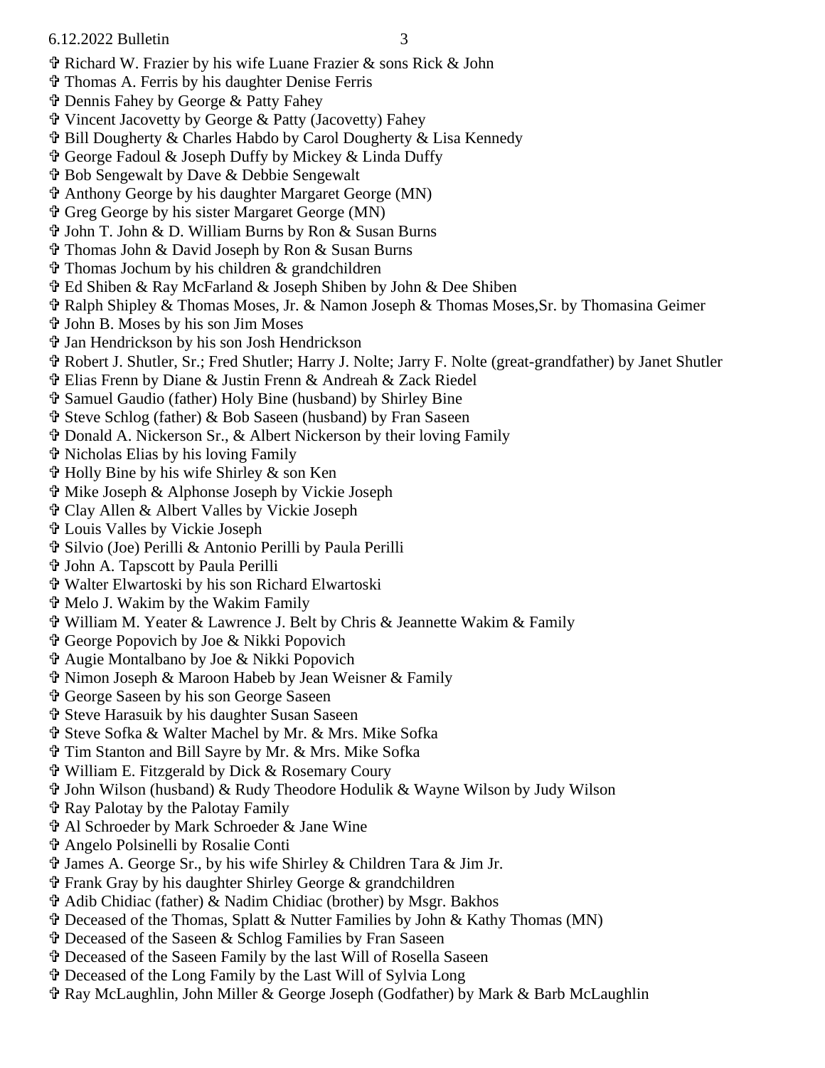✞ Richard W. Frazier by his wife Luane Frazier & sons Rick & John
✞ Thomas A. Ferris by his daughter Denise Ferris
✞ Dennis Fahey by George & Patty Fahey
✞ Vincent Jacovetty by George & Patty (Jacovetty) Fahey
✞ Bill Dougherty & Charles Habdo by Carol Dougherty & Lisa Kennedy
✞ George Fadoul & Joseph Duffy by Mickey & Linda Duffy
✞ Bob Sengewalt by Dave & Debbie Sengewalt
✞ Anthony George by his daughter Margaret George (MN)
✞ Greg George by his sister Margaret George (MN)
✞ John T. John & D. William Burns by Ron & Susan Burns
✞ Thomas John & David Joseph by Ron & Susan Burns
✞ Thomas Jochum by his children & grandchildren
✞ Ed Shiben & Ray McFarland & Joseph Shiben by John & Dee Shiben
✞ Ralph Shipley & Thomas Moses, Jr. & Namon Joseph & Thomas Moses,Sr. by Thomasina Geimer
✞ John B. Moses by his son Jim Moses
✞ Jan Hendrickson by his son Josh Hendrickson
✞ Robert J. Shutler, Sr.; Fred Shutler; Harry J. Nolte; Jarry F. Nolte (great-grandfather) by Janet Shutler
✞ Elias Frenn by Diane & Justin Frenn & Andreah & Zack Riedel
✞ Samuel Gaudio (father) Holy Bine (husband) by Shirley Bine
✞ Steve Schlog (father) & Bob Saseen (husband) by Fran Saseen
✞ Donald A. Nickerson Sr., & Albert Nickerson by their loving Family
✞ Nicholas Elias by his loving Family
✞ Holly Bine by his wife Shirley & son Ken
✞ Mike Joseph & Alphonse Joseph by Vickie Joseph
✞ Clay Allen & Albert Valles by Vickie Joseph
✞ Louis Valles by Vickie Joseph
✞ Silvio (Joe) Perilli & Antonio Perilli by Paula Perilli
✞ John A. Tapscott by Paula Perilli
✞ Walter Elwartoski by his son Richard Elwartoski
✞ Melo J. Wakim by the Wakim Family
✞ William M. Yeater & Lawrence J. Belt by Chris & Jeannette Wakim & Family
✞ George Popovich by Joe & Nikki Popovich
✞ Augie Montalbano by Joe & Nikki Popovich
✞ Nimon Joseph & Maroon Habeb by Jean Weisner & Family
✞ George Saseen by his son George Saseen
✞ Steve Harasuik by his daughter Susan Saseen
✞ Steve Sofka & Walter Machel by Mr. & Mrs. Mike Sofka
✞ Tim Stanton and Bill Sayre by Mr. & Mrs. Mike Sofka
✞ William E. Fitzgerald by Dick & Rosemary Coury
✞ John Wilson (husband) & Rudy Theodore Hodulik & Wayne Wilson by Judy Wilson
✞ Ray Palotay by the Palotay Family
✞ Al Schroeder by Mark Schroeder & Jane Wine
✞ Angelo Polsinelli by Rosalie Conti
✞ James A. George Sr., by his wife Shirley & Children Tara & Jim Jr.
✞ Frank Gray by his daughter Shirley George & grandchildren
✞ Adib Chidiac (father) & Nadim Chidiac (brother) by Msgr. Bakhos
✞ Deceased of the Thomas, Splatt & Nutter Families by John & Kathy Thomas (MN)
✞ Deceased of the Saseen & Schlog Families by Fran Saseen
✞ Deceased of the Saseen Family by the last Will of Rosella Saseen
✞ Deceased of the Long Family by the Last Will of Sylvia Long
✞ Ray McLaughlin, John Miller & George Joseph (Godfather) by Mark & Barb McLaughlin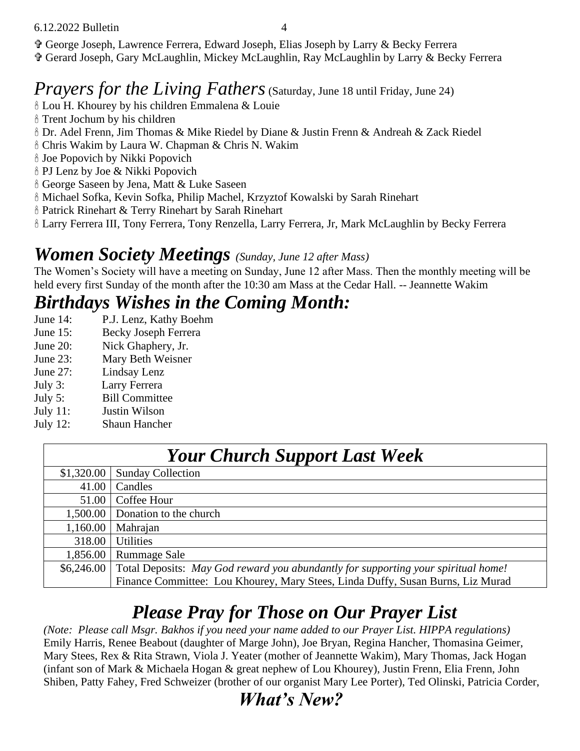✞ George Joseph, Lawrence Ferrera, Edward Joseph, Elias Joseph by Larry & Becky Ferrera
✞ Gerard Joseph, Gary McLaughlin, Mickey McLaughlin, Ray McLaughlin by Larry & Becky Ferrera

## *Prayers for the Living Fathers* (Saturday, June 18 until Friday, June 24)

🕯 Lou H. Khourey by his children Emmalena & Louie
🕯 Trent Jochum by his children
🕯 Dr. Adel Frenn, Jim Thomas & Mike Riedel by Diane & Justin Frenn & Andreah & Zack Riedel
🕯 Chris Wakim by Laura W. Chapman & Chris N. Wakim
🕯 Joe Popovich by Nikki Popovich
🕯 PJ Lenz by Joe & Nikki Popovich
🕯 George Saseen by Jena, Matt & Luke Saseen
🕯 Michael Sofka, Kevin Sofka, Philip Machel, Krzyztof Kowalski by Sarah Rinehart
🕯 Patrick Rinehart & Terry Rinehart by Sarah Rinehart
🕯 Larry Ferrera III, Tony Ferrera, Tony Renzella, Larry Ferrera, Jr, Mark McLaughlin by Becky Ferrera

## ***Women Society Meetings*** *(Sunday, June 12 after Mass)*

The Women's Society will have a meeting on Sunday, June 12 after Mass. Then the monthly meeting will be held every first Sunday of the month after the 10:30 am Mass at the Cedar Hall. -- Jeannette Wakim

## ***Birthdays Wishes in the Coming Month:***

June 14: P.J. Lenz, Kathy Boehm
June 15: Becky Joseph Ferrera
June 20: Nick Ghaphery, Jr.
June 23: Mary Beth Weisner
June 27: Lindsay Lenz
July 3: Larry Ferrera
July 5: Bill Committee
July 11: Justin Wilson
July 12: Shaun Hancher

| ***Your Church Support Last Week*** | |
|---|---|
| $1,320.00 | Sunday Collection |
| 41.00 | Candles |
| 51.00 | Coffee Hour |
| 1,500.00 | Donation to the church |
| 1,160.00 | Mahrajan |
| 318.00 | Utilities |
| 1,856.00 | Rummage Sale |
| $6,246.00 | Total Deposits: *May God reward you abundantly for supporting your spiritual home!* Finance Committee: Lou Khourey, Mary Stees, Linda Duffy, Susan Burns, Liz Murad |

## ***Please Pray for Those on Our Prayer List***

*(Note: Please call Msgr. Bakhos if you need your name added to our Prayer List. HIPPA regulations)*
Emily Harris, Renee Beabout (daughter of Marge John), Joe Bryan, Regina Hancher, Thomasina Geimer, Mary Stees, Rex & Rita Strawn, Viola J. Yeater (mother of Jeannette Wakim), Mary Thomas, Jack Hogan (infant son of Mark & Michaela Hogan & great nephew of Lou Khourey), Justin Frenn, Elia Frenn, John Shiben, Patty Fahey, Fred Schweizer (brother of our organist Mary Lee Porter), Ted Olinski, Patricia Corder,

## ***What's New?***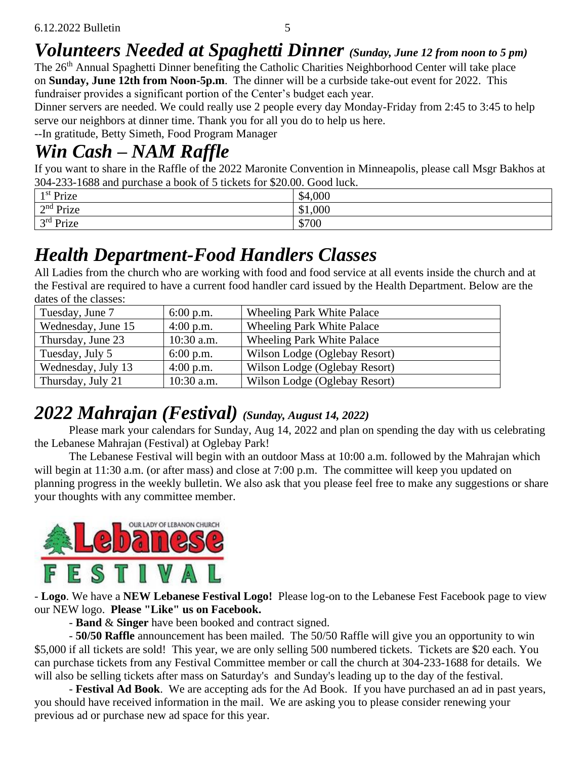## *Volunteers Needed at Spaghetti Dinner* *(Sunday, June 12 from noon to 5 pm)*

The 26th Annual Spaghetti Dinner benefiting the Catholic Charities Neighborhood Center will take place on **Sunday, June 12th from Noon-5p.m**. The dinner will be a curbside take-out event for 2022. This fundraiser provides a significant portion of the Center's budget each year.

Dinner servers are needed. We could really use 2 people every day Monday-Friday from 2:45 to 3:45 to help serve our neighbors at dinner time. Thank you for all you do to help us here.

--In gratitude, Betty Simeth, Food Program Manager

## *Win Cash – NAM Raffle*

If you want to share in the Raffle of the 2022 Maronite Convention in Minneapolis, please call Msgr Bakhos at 304-233-1688 and purchase a book of 5 tickets for $20.00. Good luck.

| | |
|---|---|
| 1st Prize | $4,000 |
| 2nd Prize | $1,000 |
| 3rd Prize | $700 |

## *Health Department-Food Handlers Classes*

All Ladies from the church who are working with food and food service at all events inside the church and at the Festival are required to have a current food handler card issued by the Health Department. Below are the dates of the classes:

| | | |
|---|---|---|
| Tuesday, June 7 | 6:00 p.m. | Wheeling Park White Palace |
| Wednesday, June 15 | 4:00 p.m. | Wheeling Park White Palace |
| Thursday, June 23 | 10:30 a.m. | Wheeling Park White Palace |
| Tuesday, July 5 | 6:00 p.m. | Wilson Lodge (Oglebay Resort) |
| Wednesday, July 13 | 4:00 p.m. | Wilson Lodge (Oglebay Resort) |
| Thursday, July 21 | 10:30 a.m. | Wilson Lodge (Oglebay Resort) |

## *2022 Mahrajan (Festival)* *(Sunday, August 14, 2022)*

Please mark your calendars for Sunday, Aug 14, 2022 and plan on spending the day with us celebrating the Lebanese Mahrajan (Festival) at Oglebay Park!

The Lebanese Festival will begin with an outdoor Mass at 10:00 a.m. followed by the Mahrajan which will begin at 11:30 a.m. (or after mass) and close at 7:00 p.m. The committee will keep you updated on planning progress in the weekly bulletin. We also ask that you please feel free to make any suggestions or share your thoughts with any committee member.

OUR LADY OF LEBANON CHURCH
Lebanese FESTIVAL

- **Logo**. We have a **NEW Lebanese Festival Logo!** Please log-on to the Lebanese Fest Facebook page to view our NEW logo. **Please "Like" us on Facebook.**

- **Band** & **Singer** have been booked and contract signed.

- **50/50 Raffle** announcement has been mailed. The 50/50 Raffle will give you an opportunity to win $5,000 if all tickets are sold! This year, we are only selling 500 numbered tickets. Tickets are $20 each. You can purchase tickets from any Festival Committee member or call the church at 304-233-1688 for details. We will also be selling tickets after mass on Saturday's and Sunday's leading up to the day of the festival.

- **Festival Ad Book**. We are accepting ads for the Ad Book. If you have purchased an ad in past years, you should have received information in the mail. We are asking you to please consider renewing your previous ad or purchase new ad space for this year.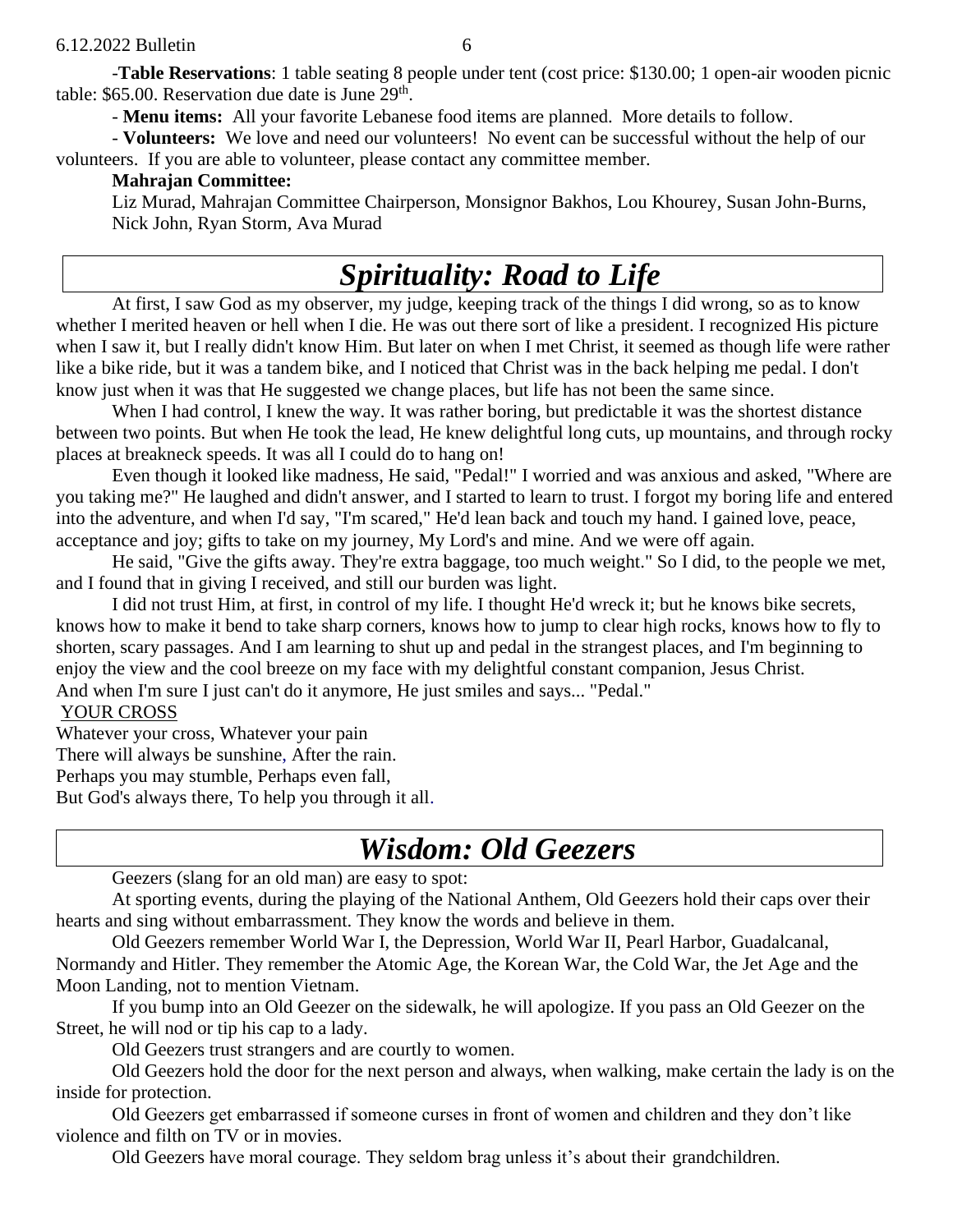-**Table Reservations**: 1 table seating 8 people under tent (cost price: $130.00; 1 open-air wooden picnic table: $65.00. Reservation due date is June 29th.

- **Menu items:** All your favorite Lebanese food items are planned. More details to follow.

- **Volunteers:** We love and need our volunteers! No event can be successful without the help of our volunteers. If you are able to volunteer, please contact any committee member.

**Mahrajan Committee:**

Liz Murad, Mahrajan Committee Chairperson, Monsignor Bakhos, Lou Khourey, Susan John-Burns, Nick John, Ryan Storm, Ava Murad

## *Spirituality: Road to Life*

At first, I saw God as my observer, my judge, keeping track of the things I did wrong, so as to know whether I merited heaven or hell when I die. He was out there sort of like a president. I recognized His picture when I saw it, but I really didn't know Him. But later on when I met Christ, it seemed as though life were rather like a bike ride, but it was a tandem bike, and I noticed that Christ was in the back helping me pedal. I don't know just when it was that He suggested we change places, but life has not been the same since.

When I had control, I knew the way. It was rather boring, but predictable it was the shortest distance between two points. But when He took the lead, He knew delightful long cuts, up mountains, and through rocky places at breakneck speeds. It was all I could do to hang on!

Even though it looked like madness, He said, "Pedal!" I worried and was anxious and asked, "Where are you taking me?" He laughed and didn't answer, and I started to learn to trust. I forgot my boring life and entered into the adventure, and when I'd say, "I'm scared," He'd lean back and touch my hand. I gained love, peace, acceptance and joy; gifts to take on my journey, My Lord's and mine. And we were off again.

He said, "Give the gifts away. They're extra baggage, too much weight." So I did, to the people we met, and I found that in giving I received, and still our burden was light.

I did not trust Him, at first, in control of my life. I thought He'd wreck it; but he knows bike secrets, knows how to make it bend to take sharp corners, knows how to jump to clear high rocks, knows how to fly to shorten, scary passages. And I am learning to shut up and pedal in the strangest places, and I'm beginning to enjoy the view and the cool breeze on my face with my delightful constant companion, Jesus Christ.
And when I'm sure I just can't do it anymore, He just smiles and says... "Pedal."

YOUR CROSS

Whatever your cross, Whatever your pain
There will always be sunshine, After the rain.
Perhaps you may stumble, Perhaps even fall,
But God's always there, To help you through it all.

## *Wisdom: Old Geezers*

Geezers (slang for an old man) are easy to spot:

At sporting events, during the playing of the National Anthem, Old Geezers hold their caps over their hearts and sing without embarrassment. They know the words and believe in them.

Old Geezers remember World War I, the Depression, World War II, Pearl Harbor, Guadalcanal, Normandy and Hitler. They remember the Atomic Age, the Korean War, the Cold War, the Jet Age and the Moon Landing, not to mention Vietnam.

If you bump into an Old Geezer on the sidewalk, he will apologize. If you pass an Old Geezer on the Street, he will nod or tip his cap to a lady.

Old Geezers trust strangers and are courtly to women.

Old Geezers hold the door for the next person and always, when walking, make certain the lady is on the inside for protection.

Old Geezers get embarrassed if someone curses in front of women and children and they don't like violence and filth on TV or in movies.

Old Geezers have moral courage. They seldom brag unless it's about their grandchildren.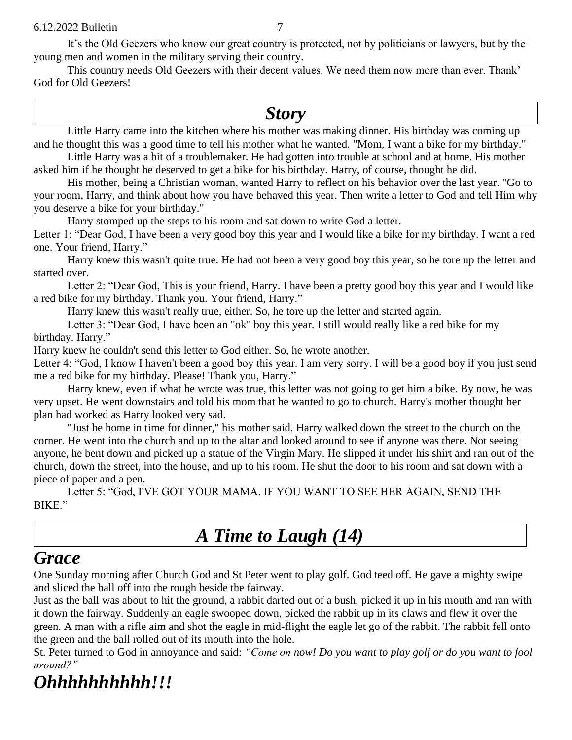It's the Old Geezers who know our great country is protected, not by politicians or lawyers, but by the young men and women in the military serving their country.

This country needs Old Geezers with their decent values. We need them now more than ever. Thank' God for Old Geezers!

## *Story*

Little Harry came into the kitchen where his mother was making dinner. His birthday was coming up and he thought this was a good time to tell his mother what he wanted. "Mom, I want a bike for my birthday."

Little Harry was a bit of a troublemaker. He had gotten into trouble at school and at home. His mother asked him if he thought he deserved to get a bike for his birthday. Harry, of course, thought he did.

His mother, being a Christian woman, wanted Harry to reflect on his behavior over the last year. "Go to your room, Harry, and think about how you have behaved this year. Then write a letter to God and tell Him why you deserve a bike for your birthday."

Harry stomped up the steps to his room and sat down to write God a letter.

Letter 1: "Dear God, I have been a very good boy this year and I would like a bike for my birthday. I want a red one. Your friend, Harry."

Harry knew this wasn't quite true. He had not been a very good boy this year, so he tore up the letter and started over.

Letter 2: "Dear God, This is your friend, Harry. I have been a pretty good boy this year and I would like a red bike for my birthday. Thank you. Your friend, Harry."

Harry knew this wasn't really true, either. So, he tore up the letter and started again.

Letter 3: "Dear God, I have been an "ok" boy this year. I still would really like a red bike for my birthday. Harry."

Harry knew he couldn't send this letter to God either. So, he wrote another.

Letter 4: "God, I know I haven't been a good boy this year. I am very sorry. I will be a good boy if you just send me a red bike for my birthday. Please! Thank you, Harry."

Harry knew, even if what he wrote was true, this letter was not going to get him a bike. By now, he was very upset. He went downstairs and told his mom that he wanted to go to church. Harry's mother thought her plan had worked as Harry looked very sad.

"Just be home in time for dinner," his mother said. Harry walked down the street to the church on the corner. He went into the church and up to the altar and looked around to see if anyone was there. Not seeing anyone, he bent down and picked up a statue of the Virgin Mary. He slipped it under his shirt and ran out of the church, down the street, into the house, and up to his room. He shut the door to his room and sat down with a piece of paper and a pen.

Letter 5: "God, I'VE GOT YOUR MAMA. IF YOU WANT TO SEE HER AGAIN, SEND THE BIKE."

## *A Time to Laugh (14)*

# *Grace*

One Sunday morning after Church God and St Peter went to play golf. God teed off. He gave a mighty swipe and sliced the ball off into the rough beside the fairway.

Just as the ball was about to hit the ground, a rabbit darted out of a bush, picked it up in his mouth and ran with it down the fairway. Suddenly an eagle swooped down, picked the rabbit up in its claws and flew it over the green. A man with a rifle aim and shot the eagle in mid-flight the eagle let go of the rabbit. The rabbit fell onto the green and the ball rolled out of its mouth into the hole.

St. Peter turned to God in annoyance and said: *"Come on now! Do you want to play golf or do you want to fool around?"*

# *Ohhhhhhhhhh!!!*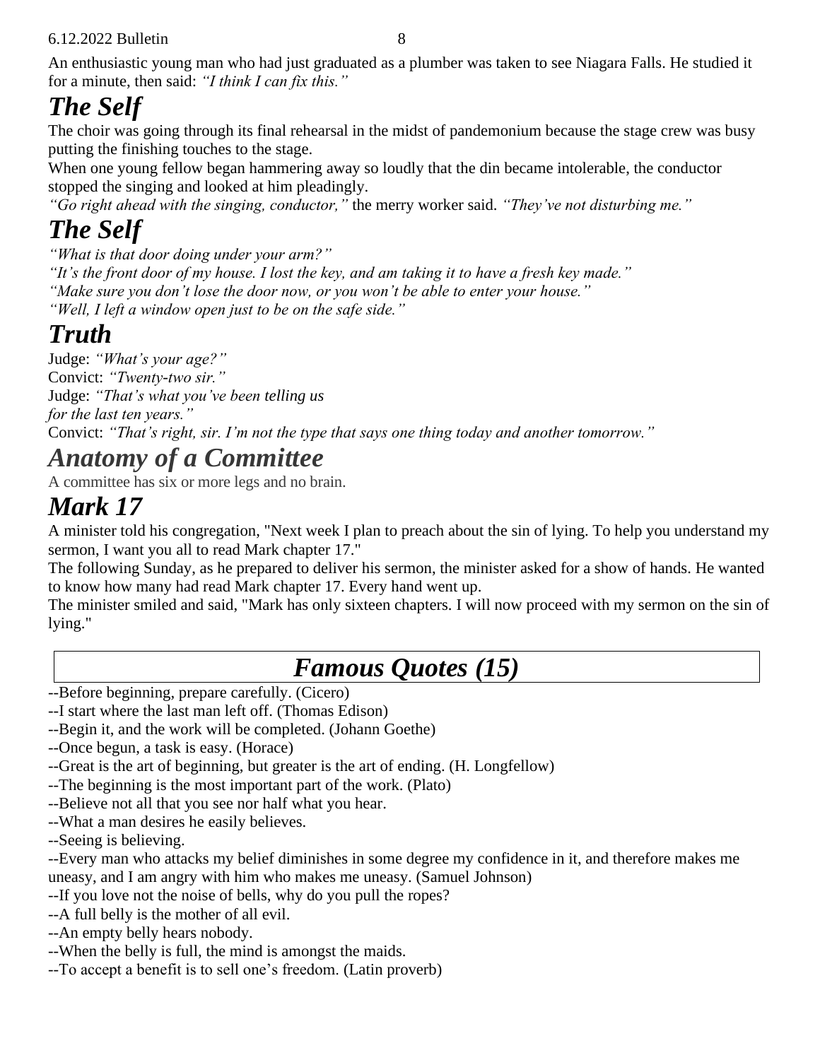An enthusiastic young man who had just graduated as a plumber was taken to see Niagara Falls. He studied it for a minute, then said: *"I think I can fix this."*

## *The Self*

The choir was going through its final rehearsal in the midst of pandemonium because the stage crew was busy putting the finishing touches to the stage.

When one young fellow began hammering away so loudly that the din became intolerable, the conductor stopped the singing and looked at him pleadingly.

*"Go right ahead with the singing, conductor,"* the merry worker said. *"They've not disturbing me."*

## *The Self*

*"What is that door doing under your arm?"*

*"It's the front door of my house. I lost the key, and am taking it to have a fresh key made."*

*"Make sure you don't lose the door now, or you won't be able to enter your house."*

*"Well, I left a window open just to be on the safe side."*

## *Truth*

Judge: *"What's your age?"*

Convict: *"Twenty-two sir."*

Judge: *"That's what you've been telling us for the last ten years."*

Convict: *"That's right, sir. I'm not the type that says one thing today and another tomorrow."*

## *Anatomy of a Committee*

A committee has six or more legs and no brain.

## *Mark 17*

A minister told his congregation, "Next week I plan to preach about the sin of lying. To help you understand my sermon, I want you all to read Mark chapter 17."

The following Sunday, as he prepared to deliver his sermon, the minister asked for a show of hands. He wanted to know how many had read Mark chapter 17. Every hand went up.

The minister smiled and said, "Mark has only sixteen chapters. I will now proceed with my sermon on the sin of lying."

## *Famous Quotes (15)*

--Before beginning, prepare carefully. (Cicero)
--I start where the last man left off. (Thomas Edison)
--Begin it, and the work will be completed. (Johann Goethe)
--Once begun, a task is easy. (Horace)
--Great is the art of beginning, but greater is the art of ending. (H. Longfellow)
--The beginning is the most important part of the work. (Plato)
--Believe not all that you see nor half what you hear.
--What a man desires he easily believes.
--Seeing is believing.
--Every man who attacks my belief diminishes in some degree my confidence in it, and therefore makes me uneasy, and I am angry with him who makes me uneasy. (Samuel Johnson)
--If you love not the noise of bells, why do you pull the ropes?
--A full belly is the mother of all evil.
--An empty belly hears nobody.
--When the belly is full, the mind is amongst the maids.
--To accept a benefit is to sell one's freedom. (Latin proverb)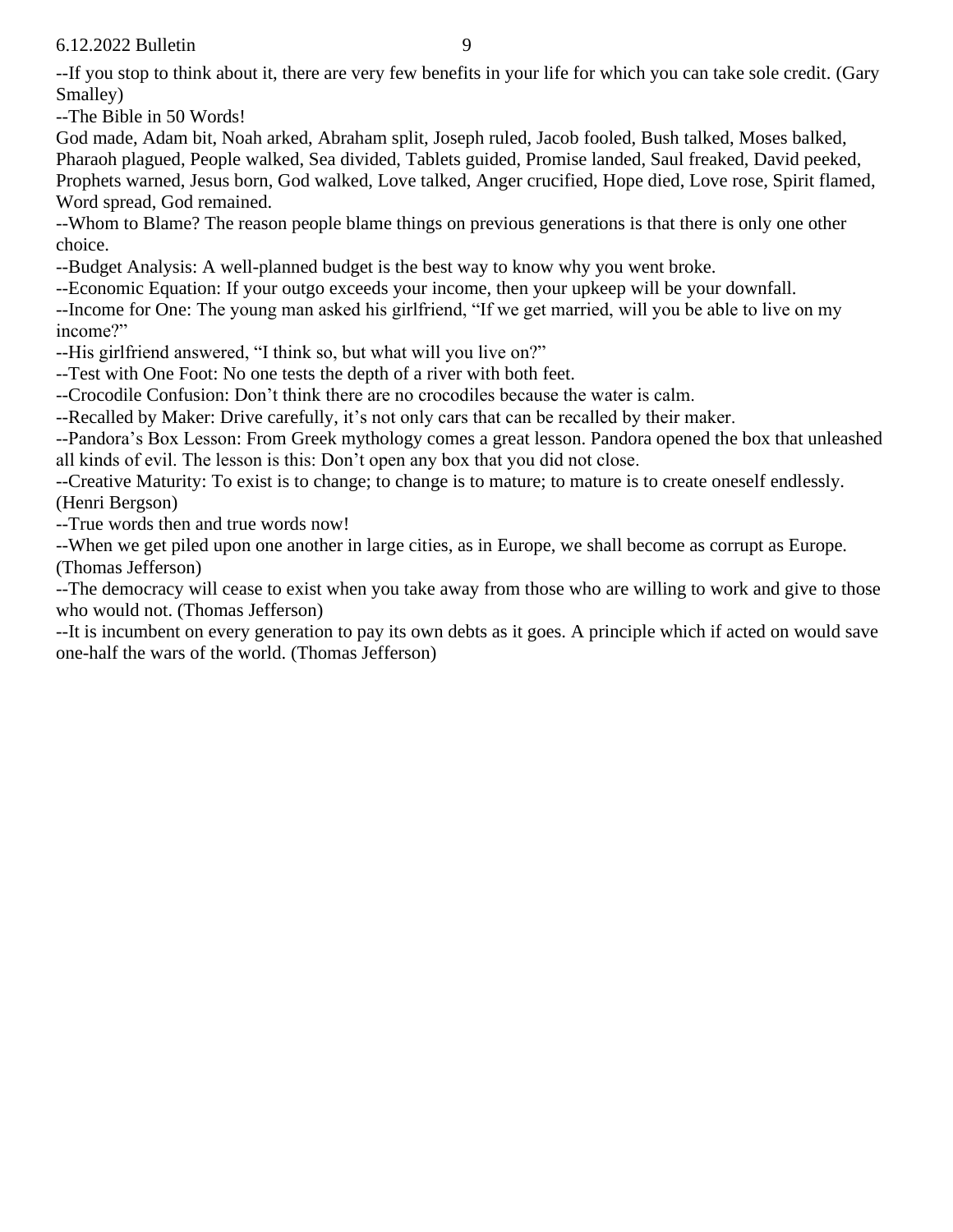--If you stop to think about it, there are very few benefits in your life for which you can take sole credit. (Gary Smalley)

--The Bible in 50 Words!

God made, Adam bit, Noah arked, Abraham split, Joseph ruled, Jacob fooled, Bush talked, Moses balked, Pharaoh plagued, People walked, Sea divided, Tablets guided, Promise landed, Saul freaked, David peeked, Prophets warned, Jesus born, God walked, Love talked, Anger crucified, Hope died, Love rose, Spirit flamed, Word spread, God remained.

--Whom to Blame? The reason people blame things on previous generations is that there is only one other choice.

--Budget Analysis: A well-planned budget is the best way to know why you went broke.

--Economic Equation: If your outgo exceeds your income, then your upkeep will be your downfall.

--Income for One: The young man asked his girlfriend, "If we get married, will you be able to live on my income?"

--His girlfriend answered, "I think so, but what will you live on?"

--Test with One Foot: No one tests the depth of a river with both feet.

--Crocodile Confusion: Don't think there are no crocodiles because the water is calm.

--Recalled by Maker: Drive carefully, it's not only cars that can be recalled by their maker.

--Pandora's Box Lesson: From Greek mythology comes a great lesson. Pandora opened the box that unleashed all kinds of evil. The lesson is this: Don't open any box that you did not close.

--Creative Maturity: To exist is to change; to change is to mature; to mature is to create oneself endlessly. (Henri Bergson)

--True words then and true words now!

--When we get piled upon one another in large cities, as in Europe, we shall become as corrupt as Europe. (Thomas Jefferson)

--The democracy will cease to exist when you take away from those who are willing to work and give to those who would not. (Thomas Jefferson)

--It is incumbent on every generation to pay its own debts as it goes. A principle which if acted on would save one-half the wars of the world. (Thomas Jefferson)